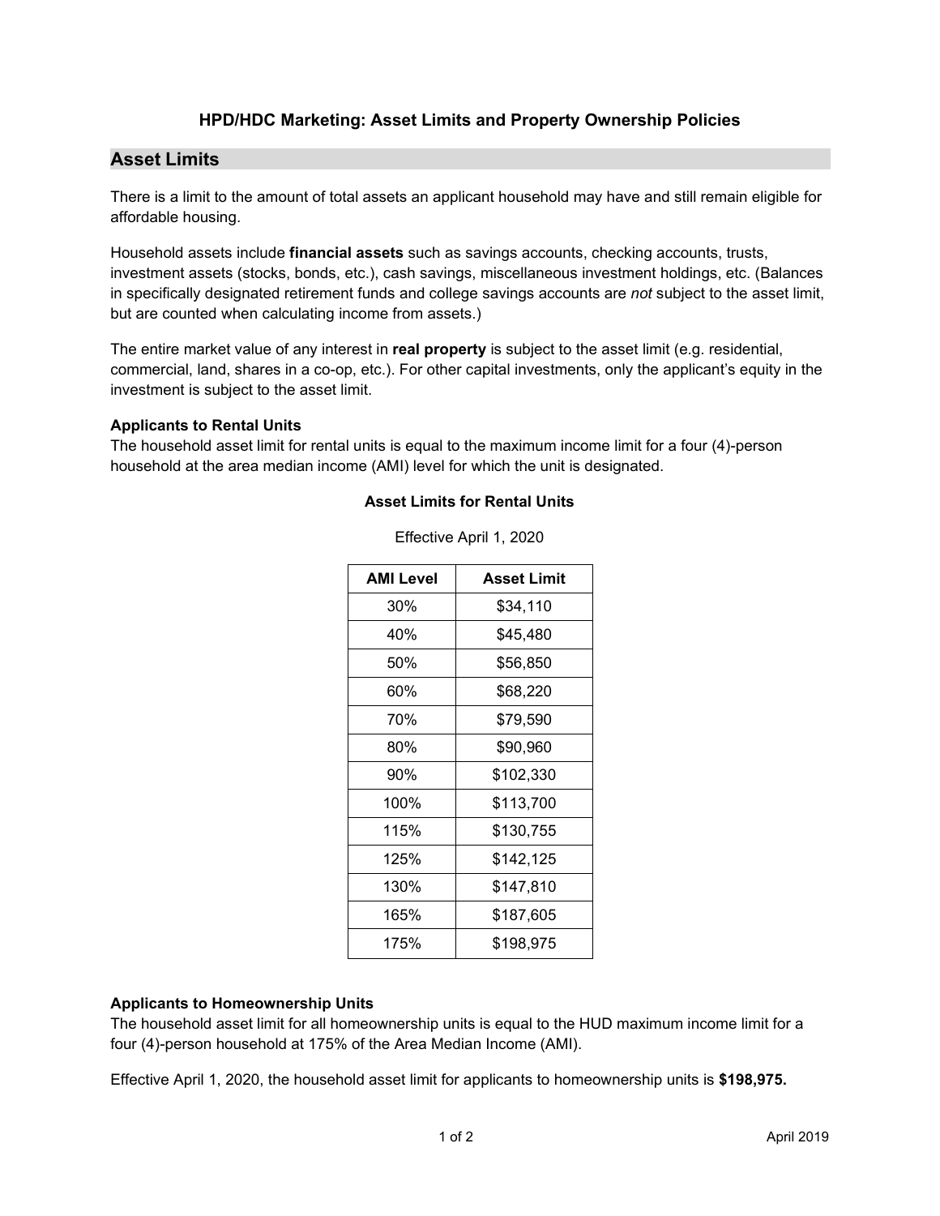# HPD/HDC Marketing: Asset Limits and Property Ownership Policies

## Asset Limits

There is a limit to the amount of total assets an applicant household may have and still remain eligible for affordable housing.

Household assets include **financial assets** such as savings accounts, checking accounts, trusts, investment assets (stocks, bonds, etc.), cash savings, miscellaneous investment holdings, etc. (Balances in specifically designated retirement funds and college savings accounts are *not* subject to the asset limit, but are counted when calculating income from assets.)

The entire market value of any interest in **real property** is subject to the asset limit (e.g. residential, commercial, land, shares in a co-op, etc.). For other capital investments, only the applicant's equity in the investment is subject to the asset limit.

### Applicants to Rental Units

The household asset limit for rental units is equal to the maximum income limit for a four (4)-person household at the area median income (AMI) level for which the unit is designated.

**Asset Limits for Rental Units**

Effective April 1, 2020

| AMI Level | Asset Limit |
| --- | --- |
| 30% | $34,110 |
| 40% | $45,480 |
| 50% | $56,850 |
| 60% | $68,220 |
| 70% | $79,590 |
| 80% | $90,960 |
| 90% | $102,330 |
| 100% | $113,700 |
| 115% | $130,755 |
| 125% | $142,125 |
| 130% | $147,810 |
| 165% | $187,605 |
| 175% | $198,975 |

### Applicants to Homeownership Units

The household asset limit for all homeownership units is equal to the HUD maximum income limit for a four (4)-person household at 175% of the Area Median Income (AMI).

Effective April 1, 2020, the household asset limit for applicants to homeownership units is **$198,975.**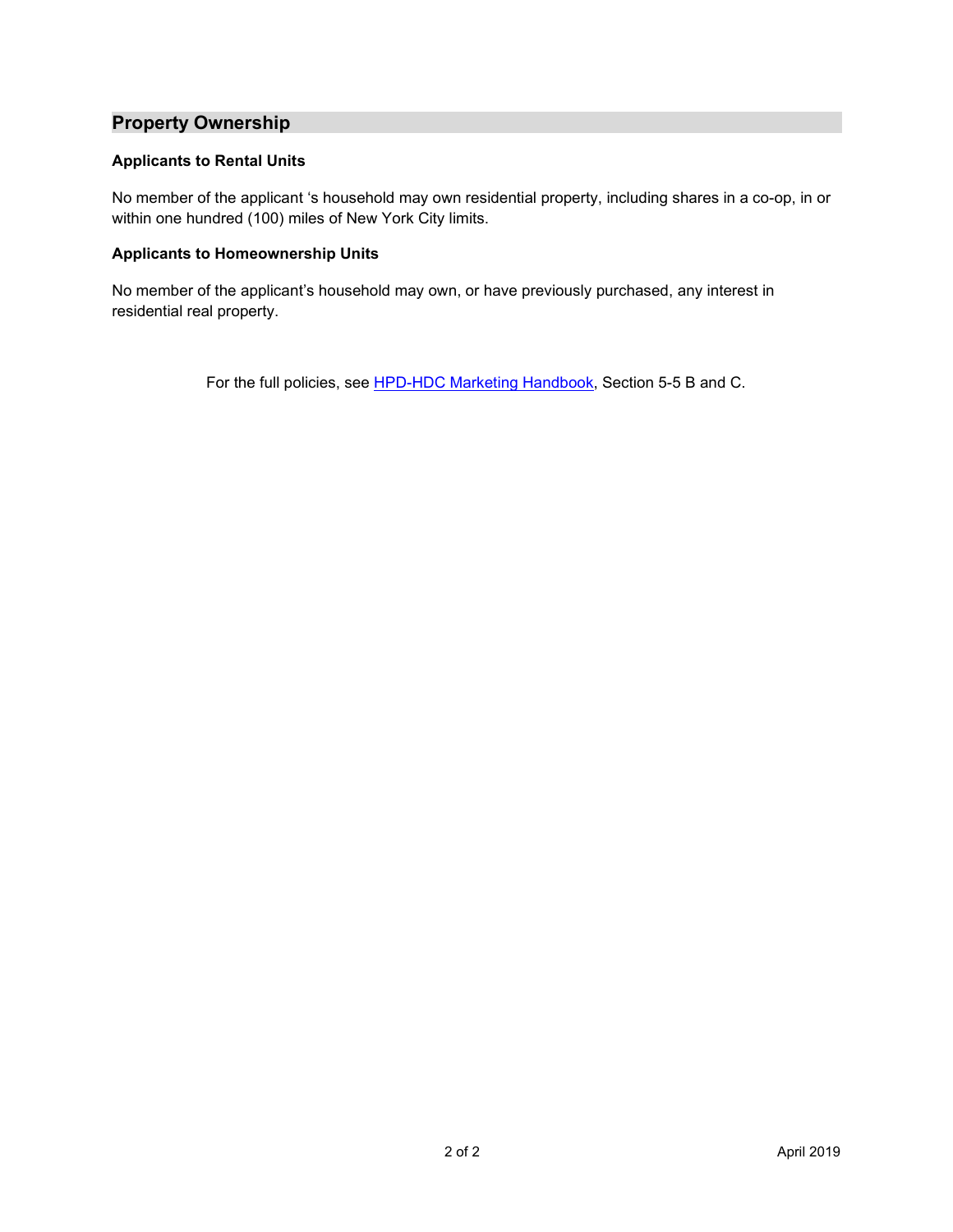## Property Ownership

**Applicants to Rental Units**

No member of the applicant ‘s household may own residential property, including shares in a co-op, in or within one hundred (100) miles of New York City limits.

**Applicants to Homeownership Units**

No member of the applicant’s household may own, or have previously purchased, any interest in residential real property.

For the full policies, see HPD-HDC Marketing Handbook, Section 5-5 B and C.